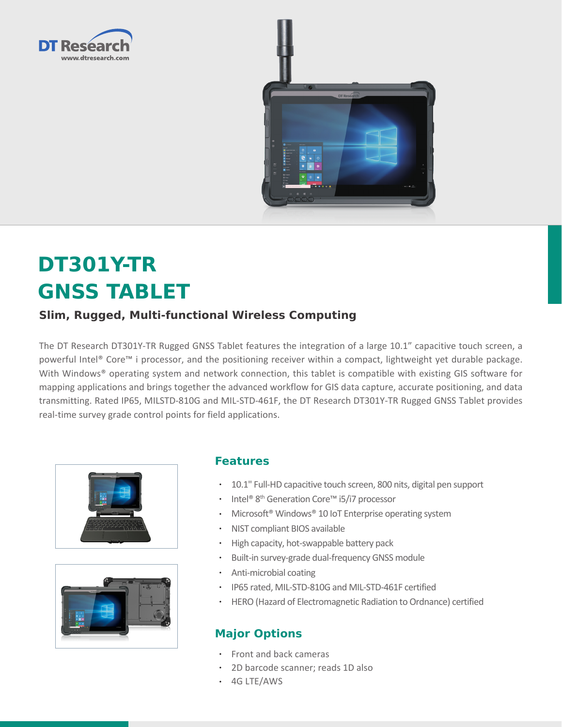DT Research
www.dtresearch.com

# DT301Y-TR GNSS TABLET

### Slim, Rugged, Multi-functional Wireless Computing

The DT Research DT301Y-TR Rugged GNSS Tablet features the integration of a large 10.1" capacitive touch screen, a powerful Intel® Core™ i processor, and the positioning receiver within a compact, lightweight yet durable package. With Windows® operating system and network connection, this tablet is compatible with existing GIS software for mapping applications and brings together the advanced workflow for GIS data capture, accurate positioning, and data transmitting. Rated IP65, MILSTD-810G and MIL-STD-461F, the DT Research DT301Y-TR Rugged GNSS Tablet provides real-time survey grade control points for field applications.

## Features

- 10.1" Full-HD capacitive touch screen, 800 nits, digital pen support
- Intel® 8th Generation Core™ i5/i7 processor
- Microsoft® Windows® 10 IoT Enterprise operating system
- NIST compliant BIOS available
- High capacity, hot-swappable battery pack
- Built-in survey-grade dual-frequency GNSS module
- Anti-microbial coating
- IP65 rated, MIL-STD-810G and MIL-STD-461F certified
- HERO (Hazard of Electromagnetic Radiation to Ordnance) certified

## Major Options

- Front and back cameras
- 2D barcode scanner; reads 1D also
- 4G LTE/AWS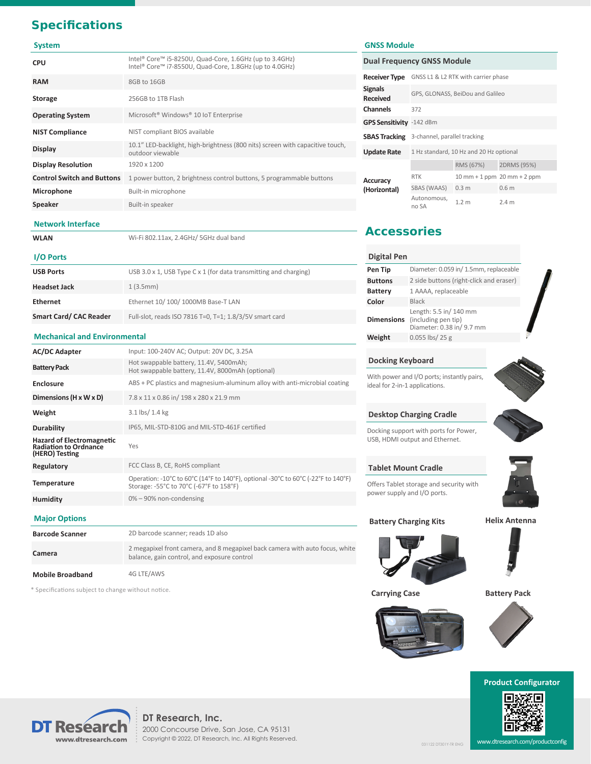# Specifications

## System

| | |
|---|---|
| CPU | Intel® Core™ i5-8250U, Quad-Core, 1.6GHz (up to 3.4GHz)<br>Intel® Core™ i7-8550U, Quad-Core, 1.8GHz (up to 4.0GHz) |
| RAM | 8GB to 16GB |
| Storage | 256GB to 1TB Flash |
| Operating System | Microsoft® Windows® 10 IoT Enterprise |
| NIST Compliance | NIST compliant BIOS available |
| Display | 10.1" LED-backlight, high-brightness (800 nits) screen with capacitive touch, outdoor viewable |
| Display Resolution | 1920 x 1200 |
| Control Switch and Buttons | 1 power button, 2 brightness control buttons, 5 programmable buttons |
| Microphone | Built-in microphone |
| Speaker | Built-in speaker |

## Network Interface

| | |
|---|---|
| WLAN | Wi-Fi 802.11ax, 2.4GHz/ 5GHz dual band |

## I/O Ports

| | |
|---|---|
| USB Ports | USB 3.0 x 1, USB Type C x 1 (for data transmitting and charging) |
| Headset Jack | 1 (3.5mm) |
| Ethernet | Ethernet 10/ 100/ 1000MB Base-T LAN |
| Smart Card/ CAC Reader | Full-slot, reads ISO 7816 T=0, T=1; 1.8/3/5V smart card |

## Mechanical and Environmental

| | |
|---|---|
| AC/DC Adapter | Input: 100-240V AC; Output: 20V DC, 3.25A |
| Battery Pack | Hot swappable battery, 11.4V, 5400mAh;<br>Hot swappable battery, 11.4V, 8000mAh (optional) |
| Enclosure | ABS + PC plastics and magnesium-aluminum alloy with anti-microbial coating |
| Dimensions (H x W x D) | 7.8 x 11 x 0.86 in/ 198 x 280 x 21.9 mm |
| Weight | 3.1 lbs/ 1.4 kg |
| Durability | IP65, MIL-STD-810G and MIL-STD-461F certified |
| Hazard of Electromagnetic Radiation to Ordnance (HERO) Testing | Yes |
| Regulatory | FCC Class B, CE, RoHS compliant |
| Temperature | Operation: -10°C to 60°C (14°F to 140°F), optional -30°C to 60°C (-22°F to 140°F)<br>Storage: -55°C to 70°C (-67°F to 158°F) |
| Humidity | 0% – 90% non-condensing |

## Major Options

| | |
|---|---|
| Barcode Scanner | 2D barcode scanner; reads 1D also |
| Camera | 2 megapixel front camera, and 8 megapixel back camera with auto focus, white balance, gain control, and exposure control |
| Mobile Broadband | 4G LTE/AWS |

* Specifications subject to change without notice.

## GNSS Module

### Dual Frequency GNSS Module

| | | | |
|---|---|---|---|
| Receiver Type | GNSS L1 & L2 RTK with carrier phase | | |
| Signals Received | GPS, GLONASS, BeiDou and Galileo | | |
| Channels | 372 | | |
| GPS Sensitivity | -142 dBm | | |
| SBAS Tracking | 3-channel, parallel tracking | | |
| Update Rate | 1 Hz standard, 10 Hz and 20 Hz optional | | |
| Accuracy (Horizontal) | | RMS (67%) | 2DRMS (95%) |
| | RTK | 10 mm + 1 ppm | 20 mm + 2 ppm |
| | SBAS (WAAS) | 0.3 m | 0.6 m |
| | Autonomous, no SA | 1.2 m | 2.4 m |

# Accessories

### Digital Pen

| | |
|---|---|
| Pen Tip | Diameter: 0.059 in/ 1.5mm, replaceable |
| Buttons | 2 side buttons (right-click and eraser) |
| Battery | 1 AAAA, replaceable |
| Color | Black |
| Dimensions | Length: 5.5 in/ 140 mm (including pen tip)<br>Diameter: 0.38 in/ 9.7 mm |
| Weight | 0.055 lbs/ 25 g |

### Docking Keyboard

With power and I/O ports; instantly pairs, ideal for 2-in-1 applications.

### Desktop Charging Cradle

Docking support with ports for Power, USB, HDMI output and Ethernet.

### Tablet Mount Cradle

Offers Tablet storage and security with power supply and I/O ports.

### Battery Charging Kits

### Helix Antenna

### Carrying Case

### Battery Pack

**Product Configurator**

www.dtresearch.com/productconfig

**DT Research, Inc.**
2000 Concourse Drive, San Jose, CA 95131
Copyright © 2022, DT Research, Inc. All Rights Reserved.

www.dtresearch.com

031122 DT301Y-TR ENG